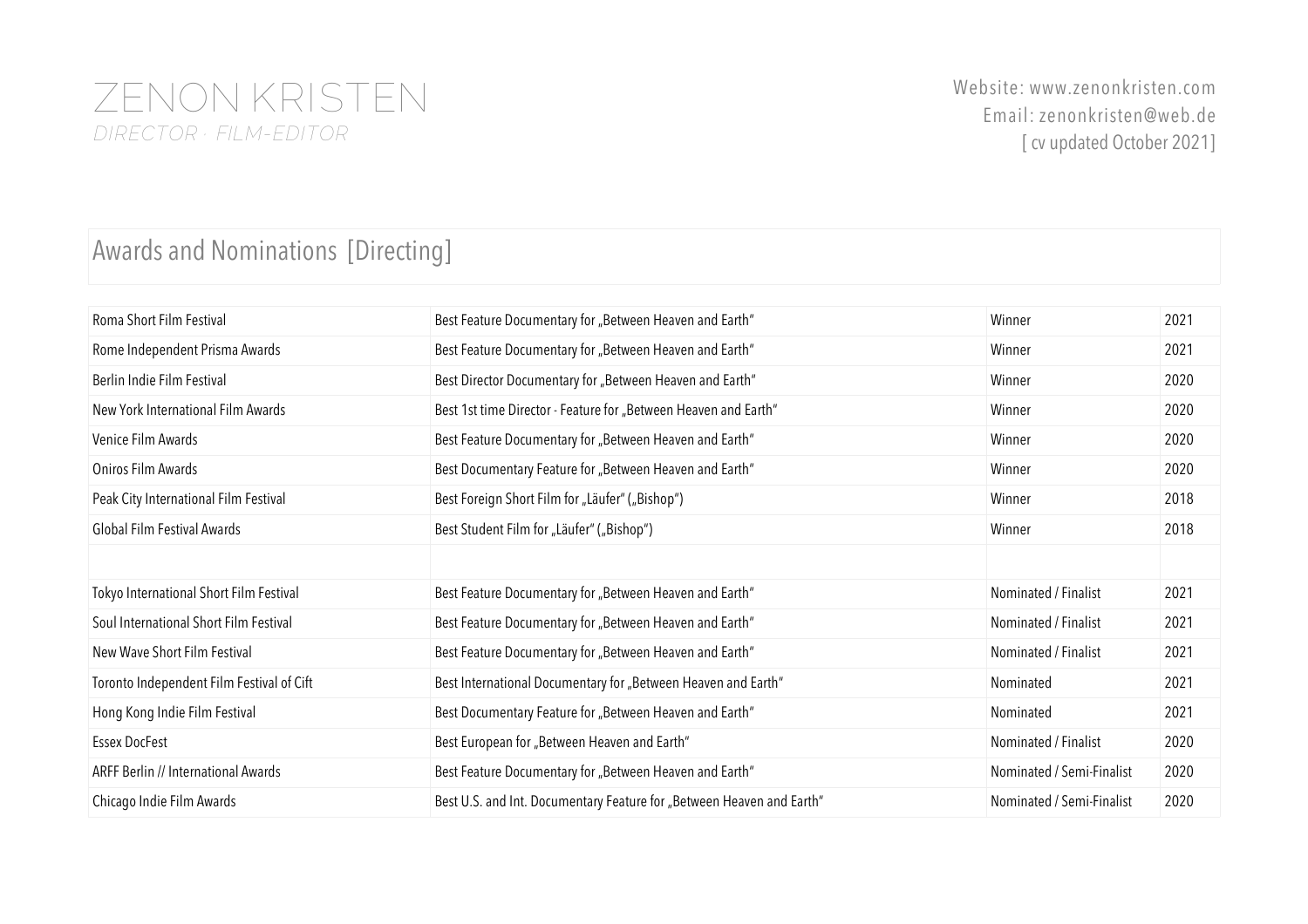# ZENON KRISTEN

*DIRECTOR · FILM-EDITOR*

Website: www.zenonkristen.com
Email: zenonkristen@web.de
[ cv updated October 2021]

## Awards and Nominations [Directing]

| | | | |
|---|---|---|---|
| Roma Short Film Festival | Best Feature Documentary for „Between Heaven and Earth" | Winner | 2021 |
| Rome Independent Prisma Awards | Best Feature Documentary for „Between Heaven and Earth" | Winner | 2021 |
| Berlin Indie Film Festival | Best Director Documentary for „Between Heaven and Earth" | Winner | 2020 |
| New York International Film Awards | Best 1st time Director - Feature for „Between Heaven and Earth" | Winner | 2020 |
| Venice Film Awards | Best Feature Documentary for „Between Heaven and Earth" | Winner | 2020 |
| Oniros Film Awards | Best Documentary Feature for „Between Heaven and Earth" | Winner | 2020 |
| Peak City International Film Festival | Best Foreign Short Film for „Läufer" („Bishop") | Winner | 2018 |
| Global Film Festival Awards | Best Student Film for „Läufer" („Bishop") | Winner | 2018 |
| | | | |
| Tokyo International Short Film Festival | Best Feature Documentary for „Between Heaven and Earth" | Nominated / Finalist | 2021 |
| Soul International Short Film Festival | Best Feature Documentary for „Between Heaven and Earth" | Nominated / Finalist | 2021 |
| New Wave Short Film Festival | Best Feature Documentary for „Between Heaven and Earth" | Nominated / Finalist | 2021 |
| Toronto Independent Film Festival of Cift | Best International Documentary for „Between Heaven and Earth" | Nominated | 2021 |
| Hong Kong Indie Film Festival | Best Documentary Feature for „Between Heaven and Earth" | Nominated | 2021 |
| Essex DocFest | Best European for „Between Heaven and Earth" | Nominated / Finalist | 2020 |
| ARFF Berlin // International Awards | Best Feature Documentary for „Between Heaven and Earth" | Nominated / Semi-Finalist | 2020 |
| Chicago Indie Film Awards | Best U.S. and Int. Documentary Feature for „Between Heaven and Earth" | Nominated / Semi-Finalist | 2020 |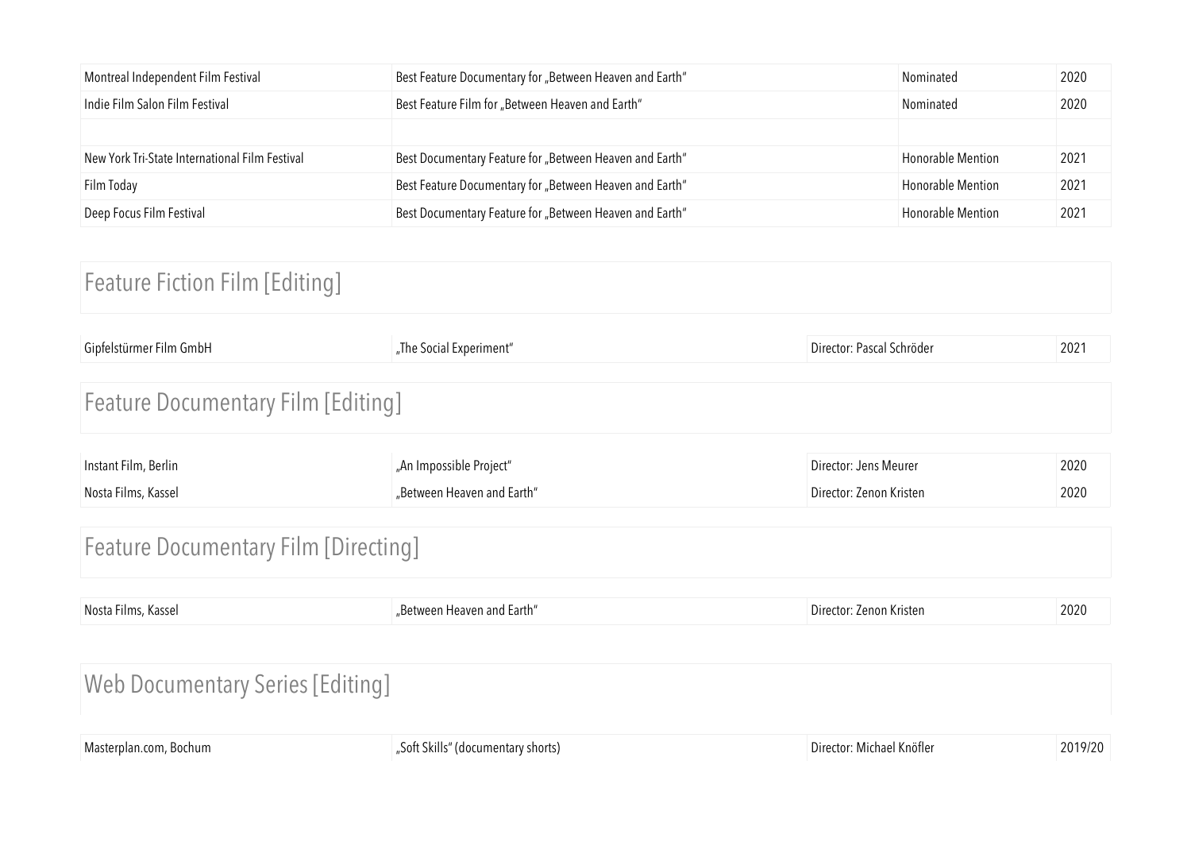| | | | |
|---|---|---|---|
| Montreal Independent Film Festival | Best Feature Documentary for „Between Heaven and Earth“ | Nominated | 2020 |
| Indie Film Salon Film Festival | Best Feature Film for „Between Heaven and Earth“ | Nominated | 2020 |
| | | | |
| New York Tri-State International Film Festival | Best Documentary Feature for „Between Heaven and Earth“ | Honorable Mention | 2021 |
| Film Today | Best Feature Documentary for „Between Heaven and Earth“ | Honorable Mention | 2021 |
| Deep Focus Film Festival | Best Documentary Feature for „Between Heaven and Earth“ | Honorable Mention | 2021 |

## Feature Fiction Film [Editing]

| | | | |
|---|---|---|---|
| Gipfelstürmer Film GmbH | „The Social Experiment“ | Director: Pascal Schröder | 2021 |

## Feature Documentary Film [Editing]

| | | | |
|---|---|---|---|
| Instant Film, Berlin | „An Impossible Project“ | Director: Jens Meurer | 2020 |
| Nosta Films, Kassel | „Between Heaven and Earth“ | Director: Zenon Kristen | 2020 |

## Feature Documentary Film [Directing]

| | | | |
|---|---|---|---|
| Nosta Films, Kassel | „Between Heaven and Earth“ | Director: Zenon Kristen | 2020 |

## Web Documentary Series [Editing]

| | | | |
|---|---|---|---|
| Masterplan.com, Bochum | „Soft Skills“ (documentary shorts) | Director: Michael Knöfler | 2019/20 |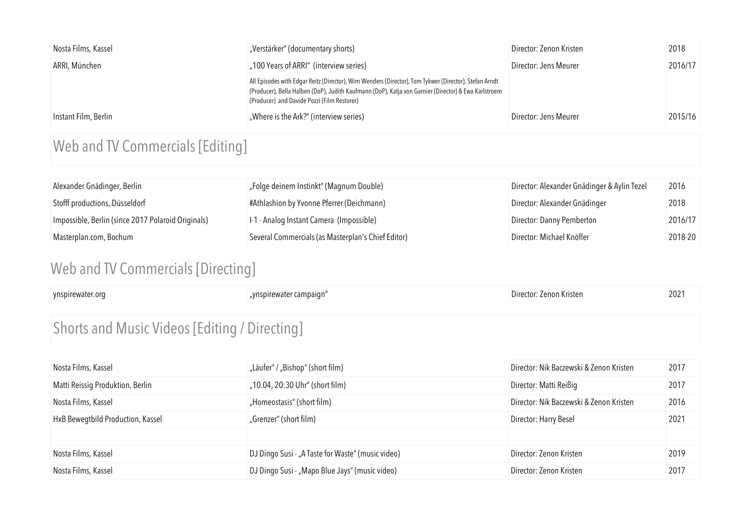| | | | |
|---|---|---|---|
| Nosta Films, Kassel | „Verstärker" (documentary shorts) | Director: Zenon Kristen | 2018 |
| ARRI, München | „100 Years of ARRI" (interview series)<br>All Episodes with Edgar Reitz (Director), Wim Wenders (Director), Tom Tykwer (Director), Stefan Arndt (Producer), Bella Halben (DoP), Judith Kaufmann (DoP), Katja von Garnier (Director) & Ewa Karlstroem (Producer) and Davide Pozzi (Film Restorer) | Director: Jens Meurer | 2016/17 |
| Instant Film, Berlin | „Where is the Ark?" (interview series) | Director: Jens Meurer | 2015/16 |

## Web and TV Commercials [Editing]

| | | | |
|---|---|---|---|
| Alexander Gnädinger, Berlin | „Folge deinem Instinkt" (Magnum Double) | Director: Alexander Gnädinger & Aylin Tezel | 2016 |
| Stofff productions, Düsseldorf | #Athlashion by Yvonne Pferrer (Deichmann) | Director: Alexander Gnädinger | 2018 |
| Impossible, Berlin (since 2017 Polaroid Originals) | I-1 - Analog Instant Camera (Impossible) | Director: Danny Pemberton | 2016/17 |
| Masterplan.com, Bochum | Several Commercials (as Masterplan's Chief Editor) | Director: Michael Knöfler | 2018-20 |

## Web and TV Commercials [Directing]

| | | | |
|---|---|---|---|
| ynspirewater.org | „ynspirewater campaign" | Director: Zenon Kristen | 2021 |

## Shorts and Music Videos [Editing / Directing]

| | | | |
|---|---|---|---|
| Nosta Films, Kassel | „Läufer" / „Bishop" (short film) | Director: Nik Baczewski & Zenon Kristen | 2017 |
| Matti Reissig Produktion, Berlin | „10.04, 20:30 Uhr" (short film) | Director: Matti Reißig | 2017 |
| Nosta Films, Kassel | „Homeostasis" (short film) | Director: Nik Baczewski & Zenon Kristen | 2016 |
| HxB Bewegtbild Production, Kassel | „Grenzer" (short film) | Director: Harry Besel | 2021 |
| | | | |
| Nosta Films, Kassel | DJ Dingo Susi - „A Taste for Waste" (music video) | Director: Zenon Kristen | 2019 |
| Nosta Films, Kassel | DJ Dingo Susi - „Mapo Blue Jays" (music video) | Director: Zenon Kristen | 2017 |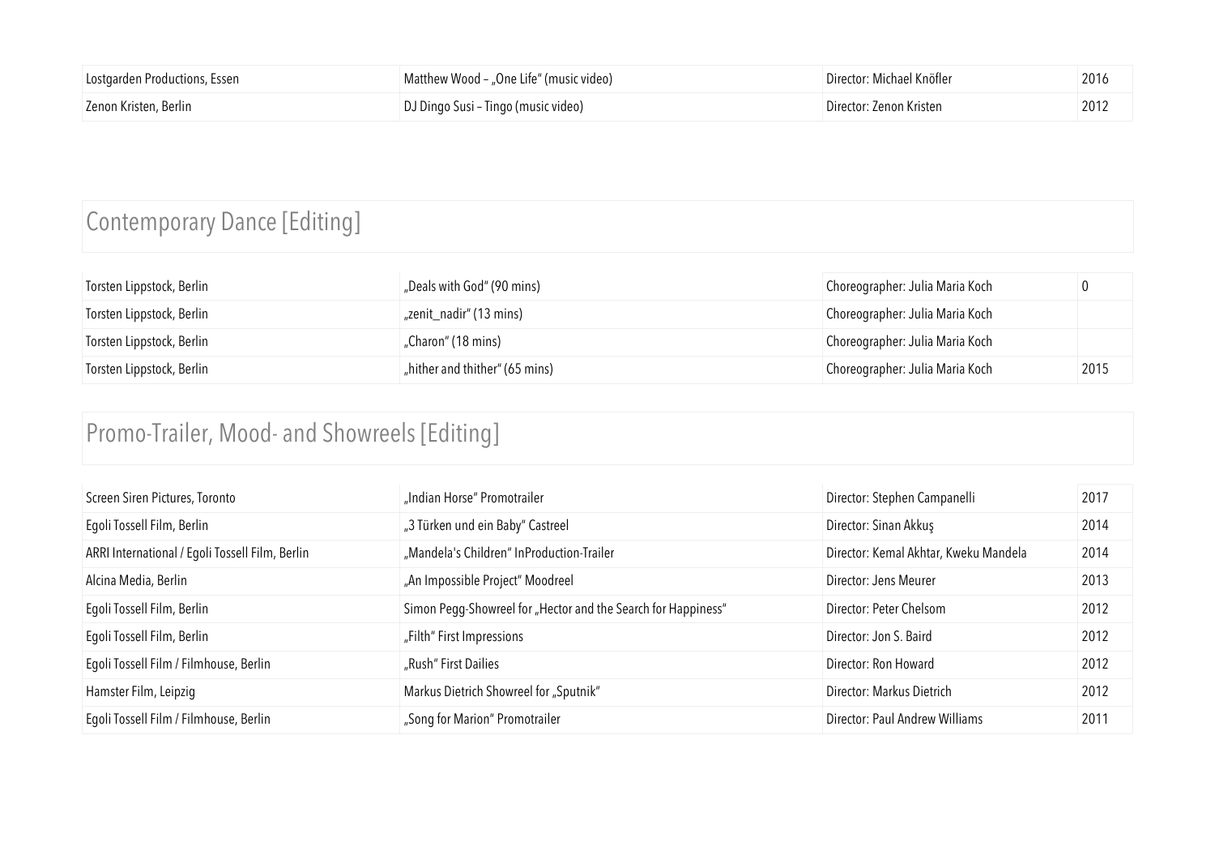| | | | |
|---|---|---|---|
| Lostgarden Productions, Essen | Matthew Wood – „One Life" (music video) | Director: Michael Knöfler | 2016 |
| Zenon Kristen, Berlin | DJ Dingo Susi – Tingo (music video) | Director: Zenon Kristen | 2012 |

## Contemporary Dance [Editing]

| | | | |
|---|---|---|---|
| Torsten Lippstock, Berlin | „Deals with God" (90 mins) | Choreographer: Julia Maria Koch | 0 |
| Torsten Lippstock, Berlin | „zenit_nadir" (13 mins) | Choreographer: Julia Maria Koch | |
| Torsten Lippstock, Berlin | „Charon" (18 mins) | Choreographer: Julia Maria Koch | |
| Torsten Lippstock, Berlin | „hither and thither" (65 mins) | Choreographer: Julia Maria Koch | 2015 |

## Promo-Trailer, Mood- and Showreels [Editing]

| | | | |
|---|---|---|---|
| Screen Siren Pictures, Toronto | „Indian Horse" Promotrailer | Director: Stephen Campanelli | 2017 |
| Egoli Tossell Film, Berlin | „3 Türken und ein Baby" Castreel | Director: Sinan Akkuş | 2014 |
| ARRI International / Egoli Tossell Film, Berlin | „Mandela's Children" InProduction-Trailer | Director: Kemal Akhtar, Kweku Mandela | 2014 |
| Alcina Media, Berlin | „An Impossible Project" Moodreel | Director: Jens Meurer | 2013 |
| Egoli Tossell Film, Berlin | Simon Pegg-Showreel for „Hector and the Search for Happiness" | Director: Peter Chelsom | 2012 |
| Egoli Tossell Film, Berlin | „Filth" First Impressions | Director: Jon S. Baird | 2012 |
| Egoli Tossell Film / Filmhouse, Berlin | „Rush" First Dailies | Director: Ron Howard | 2012 |
| Hamster Film, Leipzig | Markus Dietrich Showreel for „Sputnik" | Director: Markus Dietrich | 2012 |
| Egoli Tossell Film / Filmhouse, Berlin | „Song for Marion" Promotrailer | Director: Paul Andrew Williams | 2011 |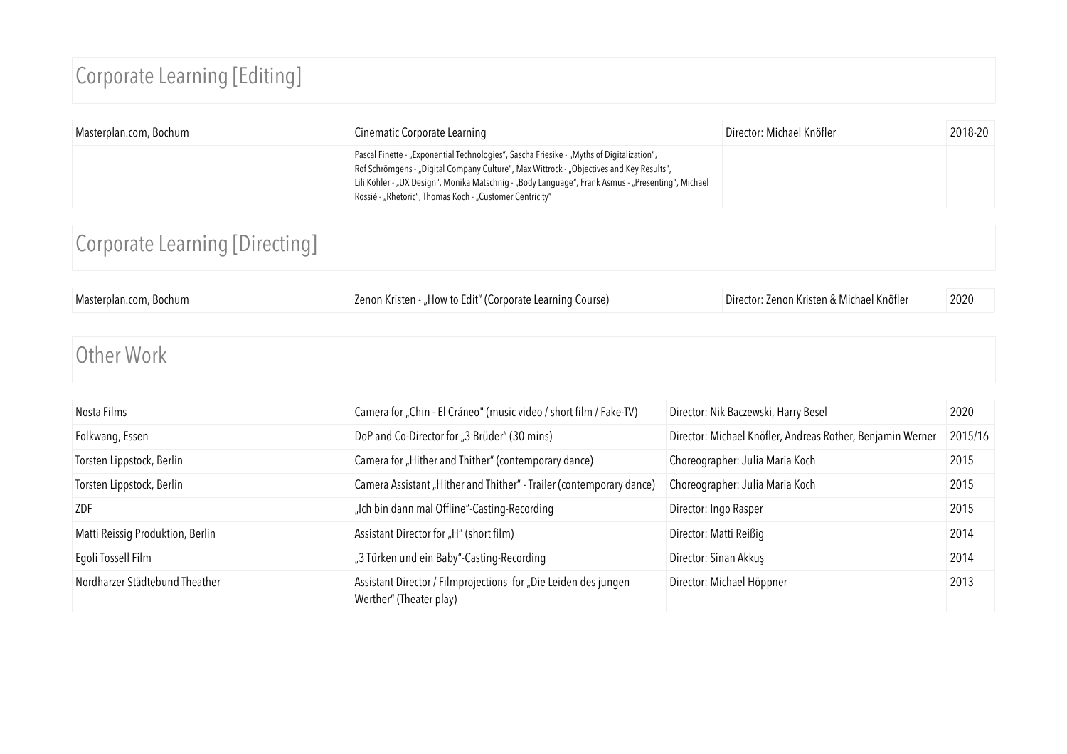## Corporate Learning [Editing]

| | | | |
|---|---|---|---|
| Masterplan.com, Bochum | Cinematic Corporate Learning | Director: Michael Knöfler | 2018-20 |
| | Pascal Finette - „Exponential Technologies", Sascha Friesike - „Myths of Digitalization", Rof Schrömgens - „Digital Company Culture", Max Wittrock - „Objectives and Key Results", Lili Köhler - „UX Design", Monika Matschnig - „Body Language", Frank Asmus - „Presenting", Michael Rossié - „Rhetoric", Thomas Koch - „Customer Centricity" | | |

## Corporate Learning [Directing]

| | | | |
|---|---|---|---|
| Masterplan.com, Bochum | Zenon Kristen - „How to Edit" (Corporate Learning Course) | Director: Zenon Kristen & Michael Knöfler | 2020 |

## Other Work

| | | | |
|---|---|---|---|
| Nosta Films | Camera for „Chin - El Cráneo" (music video / short film / Fake-TV) | Director: Nik Baczewski, Harry Besel | 2020 |
| Folkwang, Essen | DoP and Co-Director for „3 Brüder" (30 mins) | Director: Michael Knöfler, Andreas Rother, Benjamin Werner | 2015/16 |
| Torsten Lippstock, Berlin | Camera for „Hither and Thither" (contemporary dance) | Choreographer: Julia Maria Koch | 2015 |
| Torsten Lippstock, Berlin | Camera Assistant „Hither and Thither" - Trailer (contemporary dance) | Choreographer: Julia Maria Koch | 2015 |
| ZDF | „Ich bin dann mal Offline"-Casting-Recording | Director: Ingo Rasper | 2015 |
| Matti Reissig Produktion, Berlin | Assistant Director for „H" (short film) | Director: Matti Reißig | 2014 |
| Egoli Tossell Film | „3 Türken und ein Baby"-Casting-Recording | Director: Sinan Akkuş | 2014 |
| Nordharzer Städtebund Theather | Assistant Director / Filmprojections for „Die Leiden des jungen Werther" (Theater play) | Director: Michael Höppner | 2013 |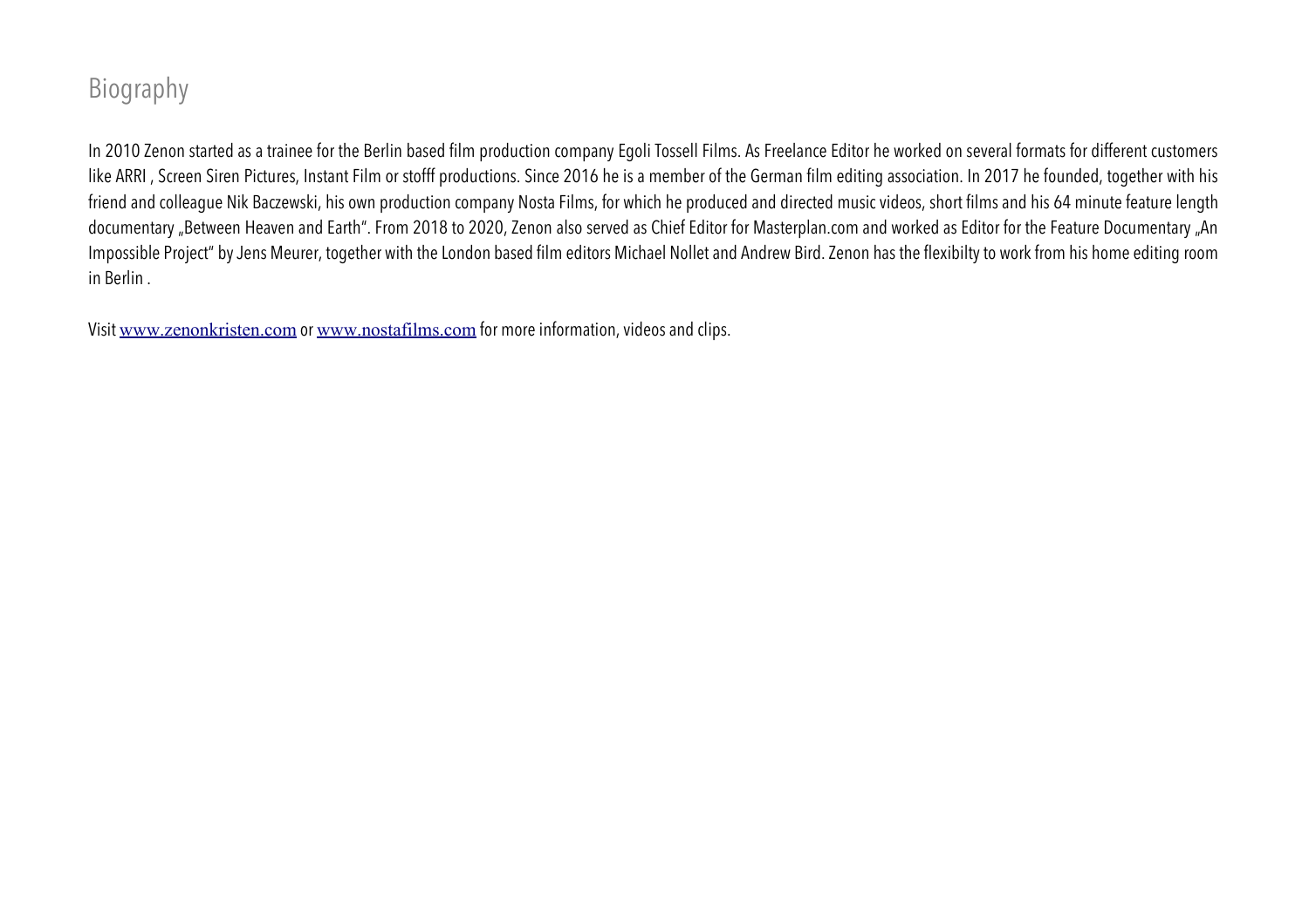# Biography

In 2010 Zenon started as a trainee for the Berlin based film production company Egoli Tossell Films. As Freelance Editor he worked on several formats for different customers like ARRI , Screen Siren Pictures, Instant Film or stofff productions. Since 2016 he is a member of the German film editing association. In 2017 he founded, together with his friend and colleague Nik Baczewski, his own production company Nosta Films, for which he produced and directed music videos, short films and his 64 minute feature length documentary „Between Heaven and Earth". From 2018 to 2020, Zenon also served as Chief Editor for Masterplan.com and worked as Editor for the Feature Documentary „An Impossible Project" by Jens Meurer, together with the London based film editors Michael Nollet and Andrew Bird. Zenon has the flexibilty to work from his home editing room in Berlin .

Visit www.zenonkristen.com or www.nostafilms.com for more information, videos and clips.